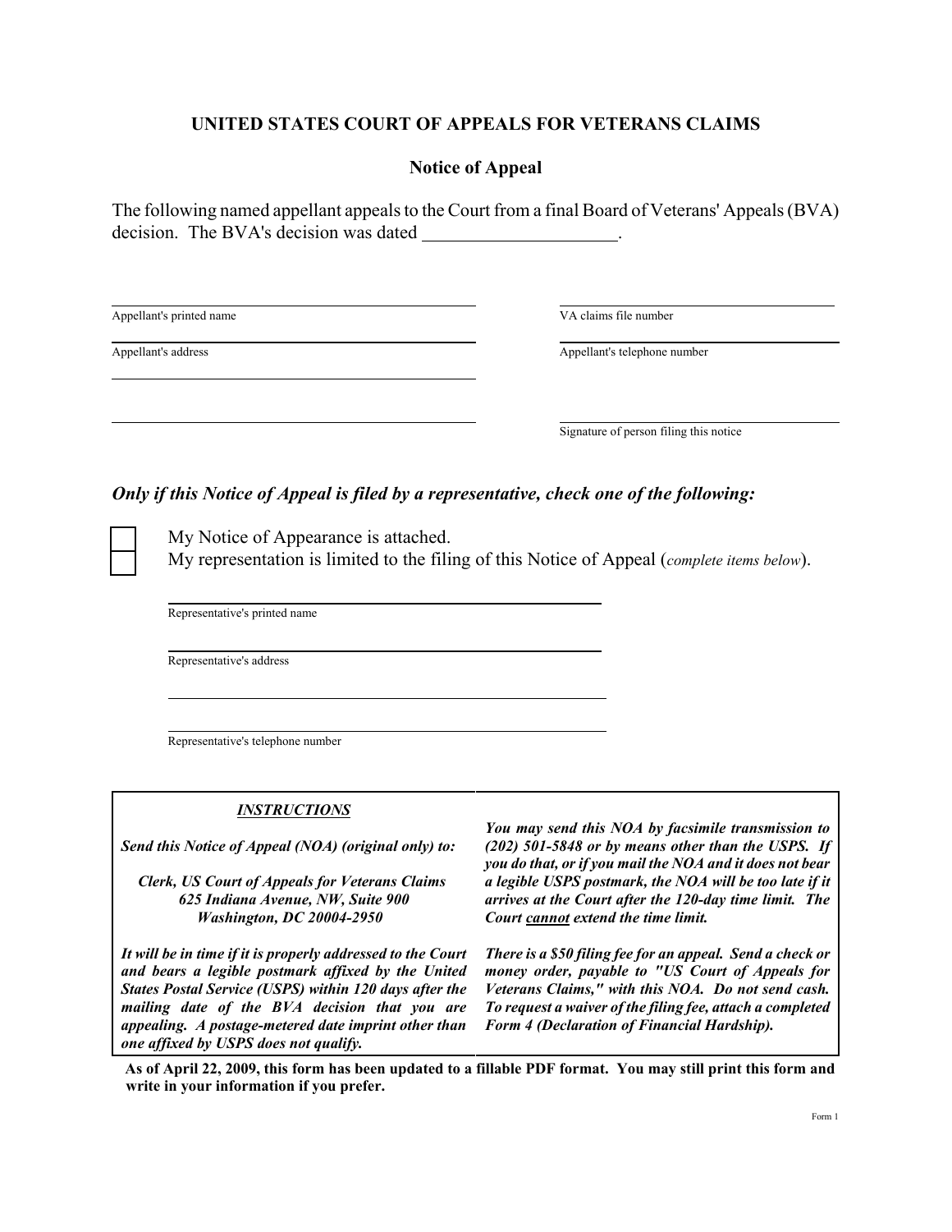# UNITED STATES COURT OF APPEALS FOR VETERANS CLAIMS

## Notice of Appeal

The following named appellant appeals to the Court from a final Board of Veterans' Appeals (BVA) decision. The BVA's decision was dated ____________________.

______________________________
Appellant's printed name

______________________________
VA claims file number

______________________________
Appellant's address

______________________________
Appellant's telephone number

______________________________

______________________________

______________________________
Signature of person filing this notice

***Only if this Notice of Appeal is filed by a representative, check one of the following:***

☐ My Notice of Appearance is attached.

☐ My representation is limited to the filing of this Notice of Appeal (*complete items below*).

______________________________
Representative's printed name

______________________________
Representative's address

______________________________

______________________________
Representative's telephone number

***INSTRUCTIONS***

***Send this Notice of Appeal (NOA) (original only) to:***

***Clerk, US Court of Appeals for Veterans Claims***
***625 Indiana Avenue, NW, Suite 900***
***Washington, DC 20004-2950***

***It will be in time if it is properly addressed to the Court and bears a legible postmark affixed by the United States Postal Service (USPS) within 120 days after the mailing date of the BVA decision that you are appealing. A postage-metered date imprint other than one affixed by USPS does not qualify.***

***You may send this NOA by facsimile transmission to (202) 501-5848 or by means other than the USPS. If you do that, or if you mail the NOA and it does not bear a legible USPS postmark, the NOA will be too late if it arrives at the Court after the 120-day time limit. The Court cannot extend the time limit.***

***There is a $50 filing fee for an appeal. Send a check or money order, payable to "US Court of Appeals for Veterans Claims," with this NOA. Do not send cash. To request a waiver of the filing fee, attach a completed Form 4 (Declaration of Financial Hardship).***

**As of April 22, 2009, this form has been updated to a fillable PDF format. You may still print this form and write in your information if you prefer.**

Form 1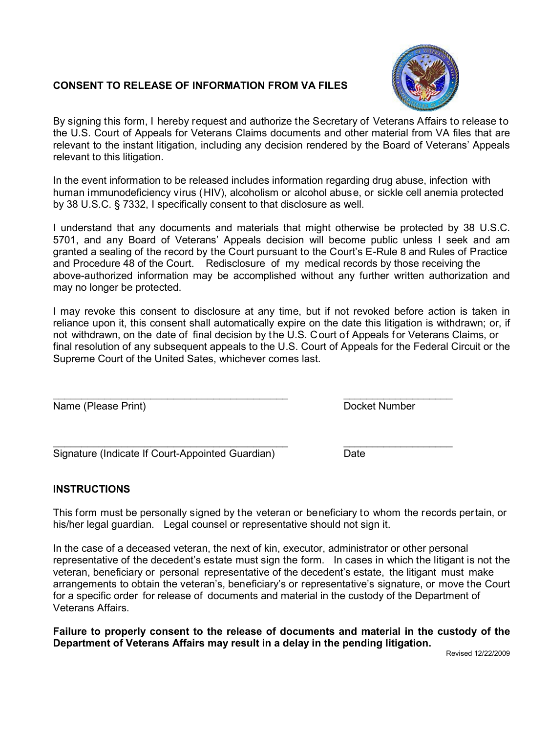## CONSENT TO RELEASE OF INFORMATION FROM VA FILES

By signing this form, I hereby request and authorize the Secretary of Veterans Affairs to release to the U.S. Court of Appeals for Veterans Claims documents and other material from VA files that are relevant to the instant litigation, including any decision rendered by the Board of Veterans' Appeals relevant to this litigation.

In the event information to be released includes information regarding drug abuse, infection with human immunodeficiency virus (HIV), alcoholism or alcohol abuse, or sickle cell anemia protected by 38 U.S.C. § 7332, I specifically consent to that disclosure as well.

I understand that any documents and materials that might otherwise be protected by 38 U.S.C. 5701, and any Board of Veterans' Appeals decision will become public unless I seek and am granted a sealing of the record by the Court pursuant to the Court's E-Rule 8 and Rules of Practice and Procedure 48 of the Court. Redisclosure of my medical records by those receiving the above-authorized information may be accomplished without any further written authorization and may no longer be protected.

I may revoke this consent to disclosure at any time, but if not revoked before action is taken in reliance upon it, this consent shall automatically expire on the date this litigation is withdrawn; or, if not withdrawn, on the date of final decision by the U.S. Court of Appeals for Veterans Claims, or final resolution of any subsequent appeals to the U.S. Court of Appeals for the Federal Circuit or the Supreme Court of the United Sates, whichever comes last.

\_\_\_\_\_\_\_\_\_\_\_\_\_\_\_\_\_\_\_\_\_\_\_\_\_\_\_\_\_\_\_\_\_\_\_\_\_\_\_\_ \_\_\_\_\_\_\_\_\_\_\_\_\_\_\_\_\_\_\_\_
Name (Please Print) Docket Number

\_\_\_\_\_\_\_\_\_\_\_\_\_\_\_\_\_\_\_\_\_\_\_\_\_\_\_\_\_\_\_\_\_\_\_\_\_\_\_\_ \_\_\_\_\_\_\_\_\_\_\_\_\_\_\_\_\_\_\_\_
Signature (Indicate If Court-Appointed Guardian) Date

### INSTRUCTIONS

This form must be personally signed by the veteran or beneficiary to whom the records pertain, or his/her legal guardian. Legal counsel or representative should not sign it.

In the case of a deceased veteran, the next of kin, executor, administrator or other personal representative of the decedent's estate must sign the form. In cases in which the litigant is not the veteran, beneficiary or personal representative of the decedent's estate, the litigant must make arrangements to obtain the veteran's, beneficiary's or representative's signature, or move the Court for a specific order for release of documents and material in the custody of the Department of Veterans Affairs.

**Failure to properly consent to the release of documents and material in the custody of the Department of Veterans Affairs may result in a delay in the pending litigation.**

Revised 12/22/2009